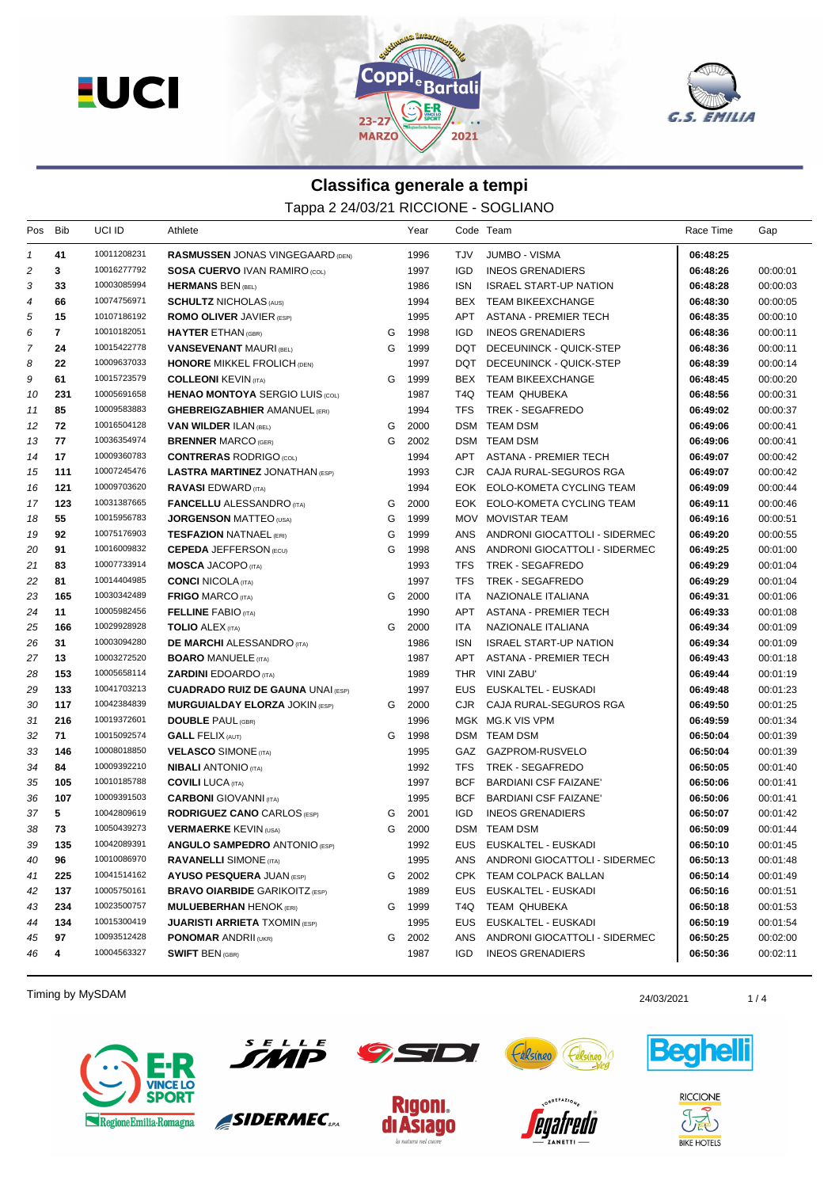## Classifica generale a tempi

Tappa 2 24/03/21 RICCIONE - SOGLIANO

| Pos | Bib | UCI ID | Athlete | | Year | Code | Team | Race Time | Gap |
|---|---|---|---|---|---|---|---|---|---|
| 1 | 41 | 10011208231 | **RASMUSSEN** JONAS VINGEGAARD (DEN) | | 1996 | TJV | JUMBO - VISMA | **06:48:25** | |
| 2 | 3 | 10016277792 | **SOSA CUERVO** IVAN RAMIRO (COL) | | 1997 | IGD | INEOS GRENADIERS | **06:48:26** | 00:00:01 |
| 3 | 33 | 10003085994 | **HERMANS** BEN (BEL) | | 1986 | ISN | ISRAEL START-UP NATION | **06:48:28** | 00:00:03 |
| 4 | 66 | 10074756971 | **SCHULTZ** NICHOLAS (AUS) | | 1994 | BEX | TEAM BIKEEXCHANGE | **06:48:30** | 00:00:05 |
| 5 | 15 | 10107186192 | **ROMO OLIVER** JAVIER (ESP) | | 1995 | APT | ASTANA - PREMIER TECH | **06:48:35** | 00:00:10 |
| 6 | 7 | 10010182051 | **HAYTER** ETHAN (GBR) | G | 1998 | IGD | INEOS GRENADIERS | **06:48:36** | 00:00:11 |
| 7 | 24 | 10015422778 | **VANSEVENANT** MAURI (BEL) | G | 1999 | DQT | DECEUNINCK - QUICK-STEP | **06:48:36** | 00:00:11 |
| 8 | 22 | 10009637033 | **HONORE** MIKKEL FROLICH (DEN) | | 1997 | DQT | DECEUNINCK - QUICK-STEP | **06:48:39** | 00:00:14 |
| 9 | 61 | 10015723579 | **COLLEONI** KEVIN (ITA) | G | 1999 | BEX | TEAM BIKEEXCHANGE | **06:48:45** | 00:00:20 |
| 10 | 231 | 10005691658 | **HENAO MONTOYA** SERGIO LUIS (COL) | | 1987 | T4Q | TEAM QHUBEKA | **06:48:56** | 00:00:31 |
| 11 | 85 | 10009583883 | **GHEBREIGZABHIER** AMANUEL (ERI) | | 1994 | TFS | TREK - SEGAFREDO | **06:49:02** | 00:00:37 |
| 12 | 72 | 10016504128 | **VAN WILDER** ILAN (BEL) | G | 2000 | DSM | TEAM DSM | **06:49:06** | 00:00:41 |
| 13 | 77 | 10036354974 | **BRENNER** MARCO (GER) | G | 2002 | DSM | TEAM DSM | **06:49:06** | 00:00:41 |
| 14 | 17 | 10009360783 | **CONTRERAS** RODRIGO (COL) | | 1994 | APT | ASTANA - PREMIER TECH | **06:49:07** | 00:00:42 |
| 15 | 111 | 10007245476 | **LASTRA MARTINEZ** JONATHAN (ESP) | | 1993 | CJR | CAJA RURAL-SEGUROS RGA | **06:49:07** | 00:00:42 |
| 16 | 121 | 10009703620 | **RAVASI** EDWARD (ITA) | | 1994 | EOK | EOLO-KOMETA CYCLING TEAM | **06:49:09** | 00:00:44 |
| 17 | 123 | 10031387665 | **FANCELLU** ALESSANDRO (ITA) | G | 2000 | EOK | EOLO-KOMETA CYCLING TEAM | **06:49:11** | 00:00:46 |
| 18 | 55 | 10015956783 | **JORGENSON** MATTEO (USA) | G | 1999 | MOV | MOVISTAR TEAM | **06:49:16** | 00:00:51 |
| 19 | 92 | 10075176903 | **TESFAZION** NATNAEL (ERI) | G | 1999 | ANS | ANDRONI GIOCATTOLI - SIDERMEC | **06:49:20** | 00:00:55 |
| 20 | 91 | 10016009832 | **CEPEDA** JEFFERSON (ECU) | G | 1998 | ANS | ANDRONI GIOCATTOLI - SIDERMEC | **06:49:25** | 00:01:00 |
| 21 | 83 | 10007733914 | **MOSCA** JACOPO (ITA) | | 1993 | TFS | TREK - SEGAFREDO | **06:49:29** | 00:01:04 |
| 22 | 81 | 10014404985 | **CONCI** NICOLA (ITA) | | 1997 | TFS | TREK - SEGAFREDO | **06:49:29** | 00:01:04 |
| 23 | 165 | 10030342489 | **FRIGO** MARCO (ITA) | G | 2000 | ITA | NAZIONALE ITALIANA | **06:49:31** | 00:01:06 |
| 24 | 11 | 10005982456 | **FELLINE** FABIO (ITA) | | 1990 | APT | ASTANA - PREMIER TECH | **06:49:33** | 00:01:08 |
| 25 | 166 | 10029928928 | **TOLIO** ALEX (ITA) | G | 2000 | ITA | NAZIONALE ITALIANA | **06:49:34** | 00:01:09 |
| 26 | 31 | 10003094280 | **DE MARCHI** ALESSANDRO (ITA) | | 1986 | ISN | ISRAEL START-UP NATION | **06:49:34** | 00:01:09 |
| 27 | 13 | 10003272520 | **BOARO** MANUELE (ITA) | | 1987 | APT | ASTANA - PREMIER TECH | **06:49:43** | 00:01:18 |
| 28 | 153 | 10005658114 | **ZARDINI** EDOARDO (ITA) | | 1989 | THR | VINI ZABU' | **06:49:44** | 00:01:19 |
| 29 | 133 | 10041703213 | **CUADRADO RUIZ DE GAUNA** UNAI (ESP) | | 1997 | EUS | EUSKALTEL - EUSKADI | **06:49:48** | 00:01:23 |
| 30 | 117 | 10042384839 | **MURGUIALDAY ELORZA** JOKIN (ESP) | G | 2000 | CJR | CAJA RURAL-SEGUROS RGA | **06:49:50** | 00:01:25 |
| 31 | 216 | 10019372601 | **DOUBLE** PAUL (GBR) | | 1996 | MGK | MG.K VIS VPM | **06:49:59** | 00:01:34 |
| 32 | 71 | 10015092574 | **GALL** FELIX (AUT) | G | 1998 | DSM | TEAM DSM | **06:50:04** | 00:01:39 |
| 33 | 146 | 10008018850 | **VELASCO** SIMONE (ITA) | | 1995 | GAZ | GAZPROM-RUSVELO | **06:50:04** | 00:01:39 |
| 34 | 84 | 10009392210 | **NIBALI** ANTONIO (ITA) | | 1992 | TFS | TREK - SEGAFREDO | **06:50:05** | 00:01:40 |
| 35 | 105 | 10010185788 | **COVILI** LUCA (ITA) | | 1997 | BCF | BARDIANI CSF FAIZANE' | **06:50:06** | 00:01:41 |
| 36 | 107 | 10009391503 | **CARBONI** GIOVANNI (ITA) | | 1995 | BCF | BARDIANI CSF FAIZANE' | **06:50:06** | 00:01:41 |
| 37 | 5 | 10042809619 | **RODRIGUEZ CANO** CARLOS (ESP) | G | 2001 | IGD | INEOS GRENADIERS | **06:50:07** | 00:01:42 |
| 38 | 73 | 10050439273 | **VERMAERKE** KEVIN (USA) | G | 2000 | DSM | TEAM DSM | **06:50:09** | 00:01:44 |
| 39 | 135 | 10042089391 | **ANGULO SAMPEDRO** ANTONIO (ESP) | | 1992 | EUS | EUSKALTEL - EUSKADI | **06:50:10** | 00:01:45 |
| 40 | 96 | 10010086970 | **RAVANELLI** SIMONE (ITA) | | 1995 | ANS | ANDRONI GIOCATTOLI - SIDERMEC | **06:50:13** | 00:01:48 |
| 41 | 225 | 10041514162 | **AYUSO PESQUERA** JUAN (ESP) | G | 2002 | CPK | TEAM COLPACK BALLAN | **06:50:14** | 00:01:49 |
| 42 | 137 | 10005750161 | **BRAVO OIARBIDE** GARIKOITZ (ESP) | | 1989 | EUS | EUSKALTEL - EUSKADI | **06:50:16** | 00:01:51 |
| 43 | 234 | 10023500757 | **MULUEBERHAN** HENOK (ERI) | G | 1999 | T4Q | TEAM QHUBEKA | **06:50:18** | 00:01:53 |
| 44 | 134 | 10015300419 | **JUARISTI ARRIETA** TXOMIN (ESP) | | 1995 | EUS | EUSKALTEL - EUSKADI | **06:50:19** | 00:01:54 |
| 45 | 97 | 10093512428 | **PONOMAR** ANDRII (UKR) | G | 2002 | ANS | ANDRONI GIOCATTOLI - SIDERMEC | **06:50:25** | 00:02:00 |
| 46 | 4 | 10004563327 | **SWIFT** BEN (GBR) | | 1987 | IGD | INEOS GRENADIERS | **06:50:36** | 00:02:11 |

Timing by MySDAM

24/03/2021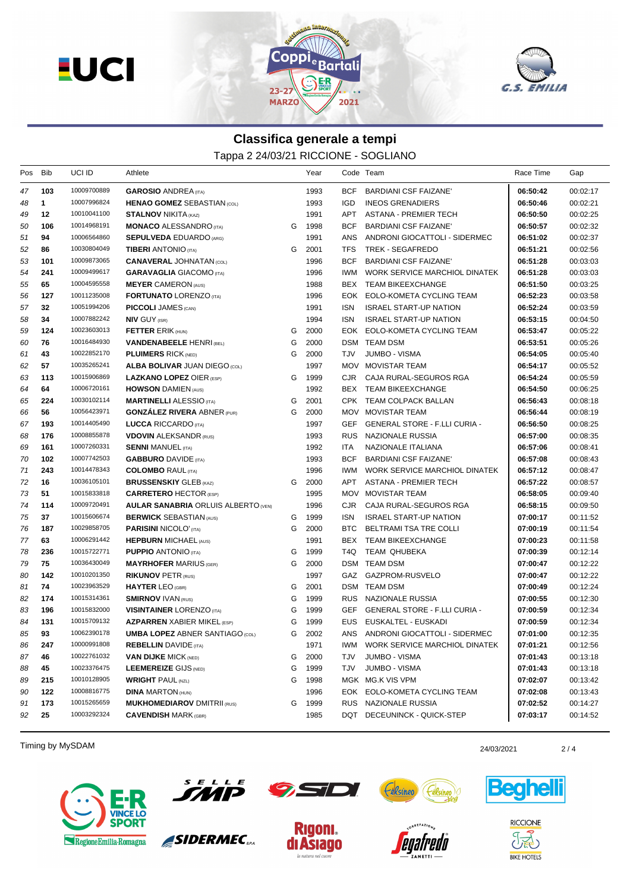## Classifica generale a tempi

Tappa 2 24/03/21 RICCIONE - SOGLIANO

| Pos | Bib | UCI ID | Athlete | | Year | Code | Team | Race Time | Gap |
|---|---|---|---|---|---|---|---|---|---|
| 47 | 103 | 10009700889 | **GAROSIO** ANDREA (ITA) | | 1993 | BCF | BARDIANI CSF FAIZANE' | **06:50:42** | 00:02:17 |
| 48 | 1 | 10007996824 | **HENAO GOMEZ** SEBASTIAN (COL) | | 1993 | IGD | INEOS GRENADIERS | **06:50:46** | 00:02:21 |
| 49 | 12 | 10010041100 | **STALNOV** NIKITA (KAZ) | | 1991 | APT | ASTANA - PREMIER TECH | **06:50:50** | 00:02:25 |
| 50 | 106 | 10014968191 | **MONACO** ALESSANDRO (ITA) | G | 1998 | BCF | BARDIANI CSF FAIZANE' | **06:50:57** | 00:02:32 |
| 51 | 94 | 10006564860 | **SEPULVEDA** EDUARDO (ARG) | | 1991 | ANS | ANDRONI GIOCATTOLI - SIDERMEC | **06:51:02** | 00:02:37 |
| 52 | 86 | 10030804049 | **TIBERI** ANTONIO (ITA) | G | 2001 | TFS | TREK - SEGAFREDO | **06:51:21** | 00:02:56 |
| 53 | 101 | 10009873065 | **CANAVERAL** JOHNATAN (COL) | | 1996 | BCF | BARDIANI CSF FAIZANE' | **06:51:28** | 00:03:03 |
| 54 | 241 | 10009499617 | **GARAVAGLIA** GIACOMO (ITA) | | 1996 | IWM | WORK SERVICE MARCHIOL DINATEK | **06:51:28** | 00:03:03 |
| 55 | 65 | 10004595558 | **MEYER** CAMERON (AUS) | | 1988 | BEX | TEAM BIKEEXCHANGE | **06:51:50** | 00:03:25 |
| 56 | 127 | 10011235008 | **FORTUNATO** LORENZO (ITA) | | 1996 | EOK | EOLO-KOMETA CYCLING TEAM | **06:52:23** | 00:03:58 |
| 57 | 32 | 10051994206 | **PICCOLI** JAMES (CAN) | | 1991 | ISN | ISRAEL START-UP NATION | **06:52:24** | 00:03:59 |
| 58 | 34 | 10007882242 | **NIV** GUY (ISR) | | 1994 | ISN | ISRAEL START-UP NATION | **06:53:15** | 00:04:50 |
| 59 | 124 | 10023603013 | **FETTER** ERIK (HUN) | G | 2000 | EOK | EOLO-KOMETA CYCLING TEAM | **06:53:47** | 00:05:22 |
| 60 | 76 | 10016484930 | **VANDENABEELE** HENRI (BEL) | G | 2000 | DSM | TEAM DSM | **06:53:51** | 00:05:26 |
| 61 | 43 | 10022852170 | **PLUIMERS** RICK (NED) | G | 2000 | TJV | JUMBO - VISMA | **06:54:05** | 00:05:40 |
| 62 | 57 | 10035265241 | **ALBA BOLIVAR** JUAN DIEGO (COL) | | 1997 | MOV | MOVISTAR TEAM | **06:54:17** | 00:05:52 |
| 63 | 113 | 10015906869 | **LAZKANO LOPEZ** OIER (ESP) | G | 1999 | CJR | CAJA RURAL-SEGUROS RGA | **06:54:24** | 00:05:59 |
| 64 | 64 | 10006720161 | **HOWSON** DAMIEN (AUS) | | 1992 | BEX | TEAM BIKEEXCHANGE | **06:54:50** | 00:06:25 |
| 65 | 224 | 10030102114 | **MARTINELLI** ALESSIO (ITA) | G | 2001 | CPK | TEAM COLPACK BALLAN | **06:56:43** | 00:08:18 |
| 66 | 56 | 10056423971 | **GONZÁLEZ RIVERA** ABNER (PUR) | G | 2000 | MOV | MOVISTAR TEAM | **06:56:44** | 00:08:19 |
| 67 | 193 | 10014405490 | **LUCCA** RICCARDO (ITA) | | 1997 | GEF | GENERAL STORE - F.LLI CURIA - | **06:56:50** | 00:08:25 |
| 68 | 176 | 10008855878 | **VDOVIN** ALEKSANDR (RUS) | | 1993 | RUS | NAZIONALE RUSSIA | **06:57:00** | 00:08:35 |
| 69 | 161 | 10007260331 | **SENNI** MANUEL (ITA) | | 1992 | ITA | NAZIONALE ITALIANA | **06:57:06** | 00:08:41 |
| 70 | 102 | 10007742503 | **GABBURO** DAVIDE (ITA) | | 1993 | BCF | BARDIANI CSF FAIZANE' | **06:57:08** | 00:08:43 |
| 71 | 243 | 10014478343 | **COLOMBO** RAUL (ITA) | | 1996 | IWM | WORK SERVICE MARCHIOL DINATEK | **06:57:12** | 00:08:47 |
| 72 | 16 | 10036105101 | **BRUSSENSKIY** GLEB (KAZ) | G | 2000 | APT | ASTANA - PREMIER TECH | **06:57:22** | 00:08:57 |
| 73 | 51 | 10015833818 | **CARRETERO** HECTOR (ESP) | | 1995 | MOV | MOVISTAR TEAM | **06:58:05** | 00:09:40 |
| 74 | 114 | 10009720491 | **AULAR SANABRIA** ORLUIS ALBERTO (VEN) | | 1996 | CJR | CAJA RURAL-SEGUROS RGA | **06:58:15** | 00:09:50 |
| 75 | 37 | 10015606674 | **BERWICK** SEBASTIAN (AUS) | G | 1999 | ISN | ISRAEL START-UP NATION | **07:00:17** | 00:11:52 |
| 76 | 187 | 10029858705 | **PARISINI** NICOLO' (ITA) | G | 2000 | BTC | BELTRAMI TSA TRE COLLI | **07:00:19** | 00:11:54 |
| 77 | 63 | 10006291442 | **HEPBURN** MICHAEL (AUS) | | 1991 | BEX | TEAM BIKEEXCHANGE | **07:00:23** | 00:11:58 |
| 78 | 236 | 10015722771 | **PUPPIO** ANTONIO (ITA) | G | 1999 | T4Q | TEAM QHUBEKA | **07:00:39** | 00:12:14 |
| 79 | 75 | 10036430049 | **MAYRHOFER** MARIUS (GER) | G | 2000 | DSM | TEAM DSM | **07:00:47** | 00:12:22 |
| 80 | 142 | 10010201350 | **RIKUNOV** PETR (RUS) | | 1997 | GAZ | GAZPROM-RUSVELO | **07:00:47** | 00:12:22 |
| 81 | 74 | 10023963529 | **HAYTER** LEO (GBR) | G | 2001 | DSM | TEAM DSM | **07:00:49** | 00:12:24 |
| 82 | 174 | 10015314361 | **SMIRNOV** IVAN (RUS) | G | 1999 | RUS | NAZIONALE RUSSIA | **07:00:55** | 00:12:30 |
| 83 | 196 | 10015832000 | **VISINTAINER** LORENZO (ITA) | G | 1999 | GEF | GENERAL STORE - F.LLI CURIA - | **07:00:59** | 00:12:34 |
| 84 | 131 | 10015709132 | **AZPARREN** XABIER MIKEL (ESP) | G | 1999 | EUS | EUSKALTEL - EUSKADI | **07:00:59** | 00:12:34 |
| 85 | 93 | 10062390178 | **UMBA LOPEZ** ABNER SANTIAGO (COL) | G | 2002 | ANS | ANDRONI GIOCATTOLI - SIDERMEC | **07:01:00** | 00:12:35 |
| 86 | 247 | 10000991808 | **REBELLIN** DAVIDE (ITA) | | 1971 | IWM | WORK SERVICE MARCHIOL DINATEK | **07:01:21** | 00:12:56 |
| 87 | 46 | 10022761032 | **VAN DIJKE** MICK (NED) | G | 2000 | TJV | JUMBO - VISMA | **07:01:43** | 00:13:18 |
| 88 | 45 | 10023376475 | **LEEMEREIZE** GIJS (NED) | G | 1999 | TJV | JUMBO - VISMA | **07:01:43** | 00:13:18 |
| 89 | 215 | 10010128905 | **WRIGHT** PAUL (NZL) | G | 1998 | MGK | MG.K VIS VPM | **07:02:07** | 00:13:42 |
| 90 | 122 | 10008816775 | **DINA** MARTON (HUN) | | 1996 | EOK | EOLO-KOMETA CYCLING TEAM | **07:02:08** | 00:13:43 |
| 91 | 173 | 10015265659 | **MUKHOMEDIAROV** DMITRII (RUS) | G | 1999 | RUS | NAZIONALE RUSSIA | **07:02:52** | 00:14:27 |
| 92 | 25 | 10003292324 | **CAVENDISH** MARK (GBR) | | 1985 | DQT | DECEUNINCK - QUICK-STEP | **07:03:17** | 00:14:52 |

Timing by MySDAM

24/03/2021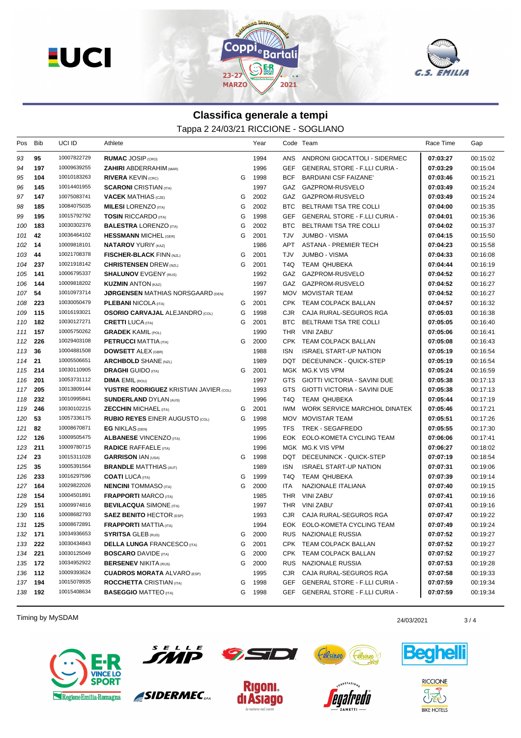## Classifica generale a tempi

Tappa 2 24/03/21 RICCIONE - SOGLIANO

| Pos | Bib | UCI ID | Athlete | | Year | Code | Team | Race Time | Gap |
|---|---|---|---|---|---|---|---|---|---|
| 93 | 95 | 10007822729 | **RUMAC** JOSIP (CRO) | | 1994 | ANS | ANDRONI GIOCATTOLI - SIDERMEC | **07:03:27** | 00:15:02 |
| 94 | 197 | 10009639255 | **ZAHIRI** ABDERRAHIM (MAR) | | 1996 | GEF | GENERAL STORE - F.LLI CURIA - | **07:03:29** | 00:15:04 |
| 95 | 104 | 10010183263 | **RIVERA** KEVIN (CRC) | G | 1998 | BCF | BARDIANI CSF FAIZANE' | **07:03:46** | 00:15:21 |
| 96 | 145 | 10014401955 | **SCARONI** CRISTIAN (ITA) | | 1997 | GAZ | GAZPROM-RUSVELO | **07:03:49** | 00:15:24 |
| 97 | 147 | 10075083741 | **VACEK** MATHIAS (CZE) | G | 2002 | GAZ | GAZPROM-RUSVELO | **07:03:49** | 00:15:24 |
| 98 | 185 | 10084075035 | **MILESI** LORENZO (ITA) | G | 2002 | BTC | BELTRAMI TSA TRE COLLI | **07:04:00** | 00:15:35 |
| 99 | 195 | 10015792792 | **TOSIN** RICCARDO (ITA) | G | 1998 | GEF | GENERAL STORE - F.LLI CURIA - | **07:04:01** | 00:15:36 |
| 100 | 183 | 10030302376 | **BALESTRA** LORENZO (ITA) | G | 2002 | BTC | BELTRAMI TSA TRE COLLI | **07:04:02** | 00:15:37 |
| 101 | 42 | 10036464102 | **HESSMANN** MICHEL (GER) | G | 2001 | TJV | JUMBO - VISMA | **07:04:15** | 00:15:50 |
| 102 | 14 | 10009818101 | **NATAROV** YURIY (KAZ) | | 1986 | APT | ASTANA - PREMIER TECH | **07:04:23** | 00:15:58 |
| 103 | 44 | 10021708378 | **FISCHER-BLACK** FINN (NZL) | G | 2001 | TJV | JUMBO - VISMA | **07:04:33** | 00:16:08 |
| 104 | 237 | 10021918142 | **CHRISTENSEN** DREW (NZL) | G | 2001 | T4Q | TEAM QHUBEKA | **07:04:44** | 00:16:19 |
| 105 | 141 | 10006795337 | **SHALUNOV** EVGENY (RUS) | | 1992 | GAZ | GAZPROM-RUSVELO | **07:04:52** | 00:16:27 |
| 106 | 144 | 10009818202 | **KUZMIN** ANTON (KAZ) | | 1997 | GAZ | GAZPROM-RUSVELO | **07:04:52** | 00:16:27 |
| 107 | 54 | 10010973714 | **JØRGENSEN** MATHIAS NORSGAARD (DEN) | | 1997 | MOV | MOVISTAR TEAM | **07:04:52** | 00:16:27 |
| 108 | 223 | 10030050479 | **PLEBANI** NICOLA (ITA) | G | 2001 | CPK | TEAM COLPACK BALLAN | **07:04:57** | 00:16:32 |
| 109 | 115 | 10016193021 | **OSORIO CARVAJAL** ALEJANDRO (COL) | G | 1998 | CJR | CAJA RURAL-SEGUROS RGA | **07:05:03** | 00:16:38 |
| 110 | 182 | 10030127271 | **CRETTI** LUCA (ITA) | G | 2001 | BTC | BELTRAMI TSA TRE COLLI | **07:05:05** | 00:16:40 |
| 111 | 157 | 10005750262 | **GRADEK** KAMIL (POL) | | 1990 | THR | VINI ZABU' | **07:05:06** | 00:16:41 |
| 112 | 226 | 10029403108 | **PETRUCCI** MATTIA (ITA) | G | 2000 | CPK | TEAM COLPACK BALLAN | **07:05:08** | 00:16:43 |
| 113 | 36 | 10004881508 | **DOWSETT** ALEX (GBR) | | 1988 | ISN | ISRAEL START-UP NATION | **07:05:19** | 00:16:54 |
| 114 | 21 | 10005506651 | **ARCHBOLD** SHANE (NZL) | | 1989 | DQT | DECEUNINCK - QUICK-STEP | **07:05:19** | 00:16:54 |
| 115 | 214 | 10030110905 | **DRAGHI** GUIDO (ITA) | G | 2001 | MGK | MG.K VIS VPM | **07:05:24** | 00:16:59 |
| 116 | 201 | 10053731112 | **DIMA** EMIL (ROU) | | 1997 | GTS | GIOTTI VICTORIA - SAVINI DUE | **07:05:38** | 00:17:13 |
| 117 | 205 | 10013809144 | **YUSTRE RODRIGUEZ** KRISTIAN JAVIER (COL) | | 1993 | GTS | GIOTTI VICTORIA - SAVINI DUE | **07:05:38** | 00:17:13 |
| 118 | 232 | 10010995841 | **SUNDERLAND** DYLAN (AUS) | | 1996 | T4Q | TEAM QHUBEKA | **07:05:44** | 00:17:19 |
| 119 | 246 | 10030102215 | **ZECCHIN** MICHAEL (ITA) | G | 2001 | IWM | WORK SERVICE MARCHIOL DINATEK | **07:05:46** | 00:17:21 |
| 120 | 53 | 10057336175 | **RUBIO REYES** EINER AUGUSTO (COL) | G | 1998 | MOV | MOVISTAR TEAM | **07:05:51** | 00:17:26 |
| 121 | 82 | 10008670871 | **EG** NIKLAS (DEN) | | 1995 | TFS | TREK - SEGAFREDO | **07:05:55** | 00:17:30 |
| 122 | 126 | 10009505475 | **ALBANESE** VINCENZO (ITA) | | 1996 | EOK | EOLO-KOMETA CYCLING TEAM | **07:06:06** | 00:17:41 |
| 123 | 211 | 10009780715 | **RADICE** RAFFAELE (ITA) | | 1996 | MGK | MG.K VIS VPM | **07:06:27** | 00:18:02 |
| 124 | 23 | 10015311028 | **GARRISON** IAN (USA) | G | 1998 | DQT | DECEUNINCK - QUICK-STEP | **07:07:19** | 00:18:54 |
| 125 | 35 | 10005391564 | **BRANDLE** MATTHIAS (AUT) | | 1989 | ISN | ISRAEL START-UP NATION | **07:07:31** | 00:19:06 |
| 126 | 233 | 10016297596 | **COATI** LUCA (ITA) | G | 1999 | T4Q | TEAM QHUBEKA | **07:07:39** | 00:19:14 |
| 127 | 164 | 10029822026 | **NENCINI** TOMMASO (ITA) | G | 2000 | ITA | NAZIONALE ITALIANA | **07:07:40** | 00:19:15 |
| 128 | 154 | 10004501891 | **FRAPPORTI** MARCO (ITA) | | 1985 | THR | VINI ZABU' | **07:07:41** | 00:19:16 |
| 129 | 151 | 10009974816 | **BEVILACQUA** SIMONE (ITA) | | 1997 | THR | VINI ZABU' | **07:07:41** | 00:19:16 |
| 130 | 116 | 10008682793 | **SAEZ BENITO** HECTOR (ESP) | | 1993 | CJR | CAJA RURAL-SEGUROS RGA | **07:07:47** | 00:19:22 |
| 131 | 125 | 10008672891 | **FRAPPORTI** MATTIA (ITA) | | 1994 | EOK | EOLO-KOMETA CYCLING TEAM | **07:07:49** | 00:19:24 |
| 132 | 171 | 10034936653 | **SYRITSA** GLEB (RUS) | G | 2000 | RUS | NAZIONALE RUSSIA | **07:07:52** | 00:19:27 |
| 133 | 222 | 10030434843 | **DELLA LUNGA** FRANCESCO (ITA) | G | 2001 | CPK | TEAM COLPACK BALLAN | **07:07:52** | 00:19:27 |
| 134 | 221 | 10030125049 | **BOSCARO** DAVIDE (ITA) | G | 2000 | CPK | TEAM COLPACK BALLAN | **07:07:52** | 00:19:27 |
| 135 | 172 | 10034952922 | **BERSENEV** NIKITA (RUS) | G | 2000 | RUS | NAZIONALE RUSSIA | **07:07:53** | 00:19:28 |
| 136 | 112 | 10009393624 | **CUADROS MORATA** ALVARO (ESP) | | 1995 | CJR | CAJA RURAL-SEGUROS RGA | **07:07:58** | 00:19:33 |
| 137 | 194 | 10015078935 | **ROCCHETTA** CRISTIAN (ITA) | G | 1998 | GEF | GENERAL STORE - F.LLI CURIA - | **07:07:59** | 00:19:34 |
| 138 | 192 | 10015408634 | **BASEGGIO** MATTEO (ITA) | G | 1998 | GEF | GENERAL STORE - F.LLI CURIA - | **07:07:59** | 00:19:34 |

Timing by MySDAM

24/03/2021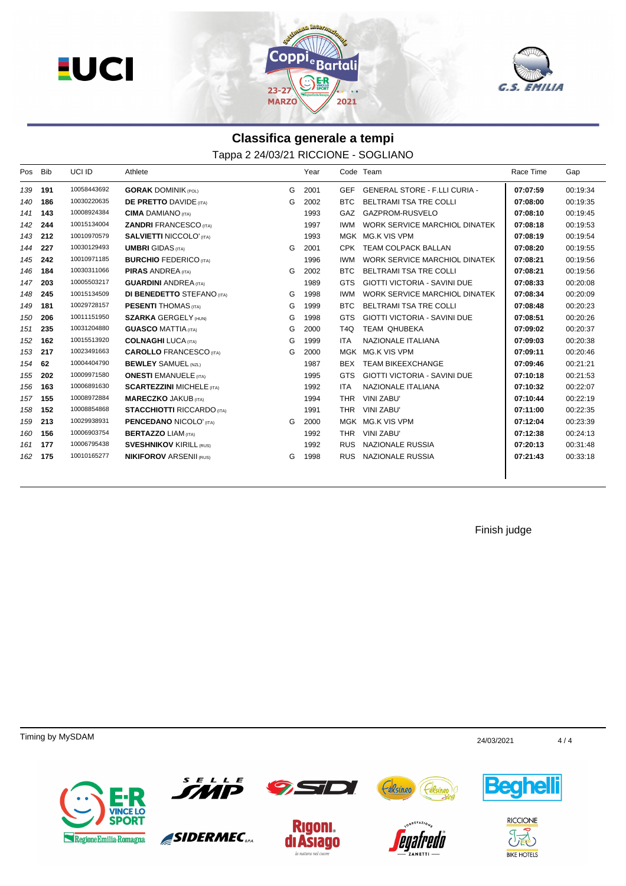## Classifica generale a tempi

Tappa 2 24/03/21 RICCIONE - SOGLIANO

| Pos | Bib | UCI ID | Athlete | | Year | Code | Team | Race Time | Gap |
|---|---|---|---|---|---|---|---|---|---|
| 139 | 191 | 10058443692 | **GORAK** DOMINIK (POL) | G | 2001 | GEF | GENERAL STORE - F.LLI CURIA - | 07:07:59 | 00:19:34 |
| 140 | 186 | 10030220635 | **DE PRETTO** DAVIDE (ITA) | G | 2002 | BTC | BELTRAMI TSA TRE COLLI | 07:08:00 | 00:19:35 |
| 141 | 143 | 10008924384 | **CIMA** DAMIANO (ITA) | | 1993 | GAZ | GAZPROM-RUSVELO | 07:08:10 | 00:19:45 |
| 142 | 244 | 10015134004 | **ZANDRI** FRANCESCO (ITA) | | 1997 | IWM | WORK SERVICE MARCHIOL DINATEK | 07:08:18 | 00:19:53 |
| 143 | 212 | 10010970579 | **SALVIETTI** NICCOLO' (ITA) | | 1993 | MGK | MG.K VIS VPM | 07:08:19 | 00:19:54 |
| 144 | 227 | 10030129493 | **UMBRI** GIDAS (ITA) | G | 2001 | CPK | TEAM COLPACK BALLAN | 07:08:20 | 00:19:55 |
| 145 | 242 | 10010971185 | **BURCHIO** FEDERICO (ITA) | | 1996 | IWM | WORK SERVICE MARCHIOL DINATEK | 07:08:21 | 00:19:56 |
| 146 | 184 | 10030311066 | **PIRAS** ANDREA (ITA) | G | 2002 | BTC | BELTRAMI TSA TRE COLLI | 07:08:21 | 00:19:56 |
| 147 | 203 | 10005503217 | **GUARDINI** ANDREA (ITA) | | 1989 | GTS | GIOTTI VICTORIA - SAVINI DUE | 07:08:33 | 00:20:08 |
| 148 | 245 | 10015134509 | **DI BENEDETTO** STEFANO (ITA) | G | 1998 | IWM | WORK SERVICE MARCHIOL DINATEK | 07:08:34 | 00:20:09 |
| 149 | 181 | 10029728157 | **PESENTI** THOMAS (ITA) | G | 1999 | BTC | BELTRAMI TSA TRE COLLI | 07:08:48 | 00:20:23 |
| 150 | 206 | 10011151950 | **SZARKA** GERGELY (HUN) | G | 1998 | GTS | GIOTTI VICTORIA - SAVINI DUE | 07:08:51 | 00:20:26 |
| 151 | 235 | 10031204880 | **GUASCO** MATTIA (ITA) | G | 2000 | T4Q | TEAM QHUBEKA | 07:09:02 | 00:20:37 |
| 152 | 162 | 10015513920 | **COLNAGHI** LUCA (ITA) | G | 1999 | ITA | NAZIONALE ITALIANA | 07:09:03 | 00:20:38 |
| 153 | 217 | 10023491663 | **CAROLLO** FRANCESCO (ITA) | G | 2000 | MGK | MG.K VIS VPM | 07:09:11 | 00:20:46 |
| 154 | 62 | 10004404790 | **BEWLEY** SAMUEL (NZL) | | 1987 | BEX | TEAM BIKEEXCHANGE | 07:09:46 | 00:21:21 |
| 155 | 202 | 10009971580 | **ONESTI** EMANUELE (ITA) | | 1995 | GTS | GIOTTI VICTORIA - SAVINI DUE | 07:10:18 | 00:21:53 |
| 156 | 163 | 10006891630 | **SCARTEZZINI** MICHELE (ITA) | | 1992 | ITA | NAZIONALE ITALIANA | 07:10:32 | 00:22:07 |
| 157 | 155 | 10008972884 | **MARECZKO** JAKUB (ITA) | | 1994 | THR | VINI ZABU' | 07:10:44 | 00:22:19 |
| 158 | 152 | 10008854868 | **STACCHIOTTI** RICCARDO (ITA) | | 1991 | THR | VINI ZABU' | 07:11:00 | 00:22:35 |
| 159 | 213 | 10029938931 | **PENCEDANO** NICOLO' (ITA) | G | 2000 | MGK | MG.K VIS VPM | 07:12:04 | 00:23:39 |
| 160 | 156 | 10006903754 | **BERTAZZO** LIAM (ITA) | | 1992 | THR | VINI ZABU' | 07:12:38 | 00:24:13 |
| 161 | 177 | 10006795438 | **SVESHNIKOV** KIRILL (RUS) | | 1992 | RUS | NAZIONALE RUSSIA | 07:20:13 | 00:31:48 |
| 162 | 175 | 10010165277 | **NIKIFOROV** ARSENII (RUS) | G | 1998 | RUS | NAZIONALE RUSSIA | 07:21:43 | 00:33:18 |

Finish judge

Timing by MySDAM

24/03/2021